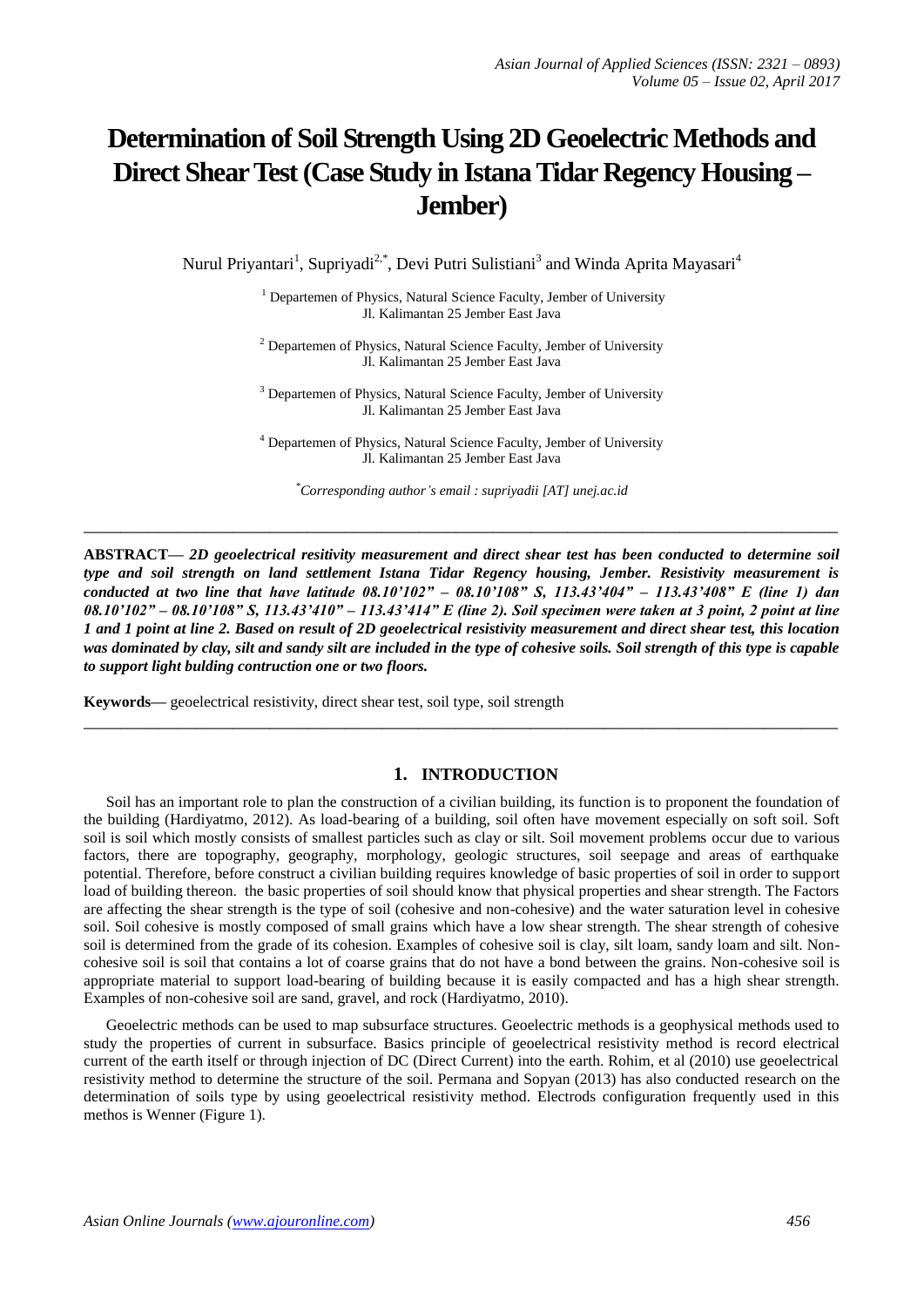# Determination of Soil Strength Using 2D Geoelectric Methods and Direct Shear Test (Case Study in Istana Tidar Regency Housing – Jember)

Nurul Priyantari[1], Supriyadi[2,*], Devi Putri Sulistiani[3] and Winda Aprita Mayasari[4]

[1] Departemen of Physics, Natural Science Faculty, Jember of University
Jl. Kalimantan 25 Jember East Java

[2] Departemen of Physics, Natural Science Faculty, Jember of University
Jl. Kalimantan 25 Jember East Java

[3] Departemen of Physics, Natural Science Faculty, Jember of University
Jl. Kalimantan 25 Jember East Java

[4] Departemen of Physics, Natural Science Faculty, Jember of University
Jl. Kalimantan 25 Jember East Java

*Corresponding author's email : supriyadii [AT] unej.ac.id*

---

**ABSTRACT—** ***2D geoelectrical resitivity measurement and direct shear test has been conducted to determine soil type and soil strength on land settlement Istana Tidar Regency housing, Jember. Resistivity measurement is conducted at two line that have latitude 08.10'102" – 08.10'108" S, 113.43'404" – 113.43'408" E (line 1) dan 08.10'102" – 08.10'108" S, 113.43'410" – 113.43'414" E (line 2). Soil specimen were taken at 3 point, 2 point at line 1 and 1 point at line 2. Based on result of 2D geoelectrical resistivity measurement and direct shear test, this location was dominated by clay, silt and sandy silt are included in the type of cohesive soils. Soil strength of this type is capable to support light bulding contruction one or two floors.***

**Keywords—** geoelectrical resistivity, direct shear test, soil type, soil strength

---

## 1. INTRODUCTION

Soil has an important role to plan the construction of a civilian building, its function is to proponent the foundation of the building (Hardiyatmo, 2012). As load-bearing of a building, soil often have movement especially on soft soil. Soft soil is soil which mostly consists of smallest particles such as clay or silt. Soil movement problems occur due to various factors, there are topography, geography, morphology, geologic structures, soil seepage and areas of earthquake potential. Therefore, before construct a civilian building requires knowledge of basic properties of soil in order to support load of building thereon. the basic properties of soil should know that physical properties and shear strength. The Factors are affecting the shear strength is the type of soil (cohesive and non-cohesive) and the water saturation level in cohesive soil. Soil cohesive is mostly composed of small grains which have a low shear strength. The shear strength of cohesive soil is determined from the grade of its cohesion. Examples of cohesive soil is clay, silt loam, sandy loam and silt. Non-cohesive soil is soil that contains a lot of coarse grains that do not have a bond between the grains. Non-cohesive soil is appropriate material to support load-bearing of building because it is easily compacted and has a high shear strength. Examples of non-cohesive soil are sand, gravel, and rock (Hardiyatmo, 2010).

Geoelectric methods can be used to map subsurface structures. Geoelectric methods is a geophysical methods used to study the properties of current in subsurface. Basics principle of geoelectrical resistivity method is record electrical current of the earth itself or through injection of DC (Direct Current) into the earth. Rohim, et al (2010) use geoelectrical resistivity method to determine the structure of the soil. Permana and Sopyan (2013) has also conducted research on the determination of soils type by using geoelectrical resistivity method. Electrods configuration frequently used in this methos is Wenner (Figure 1).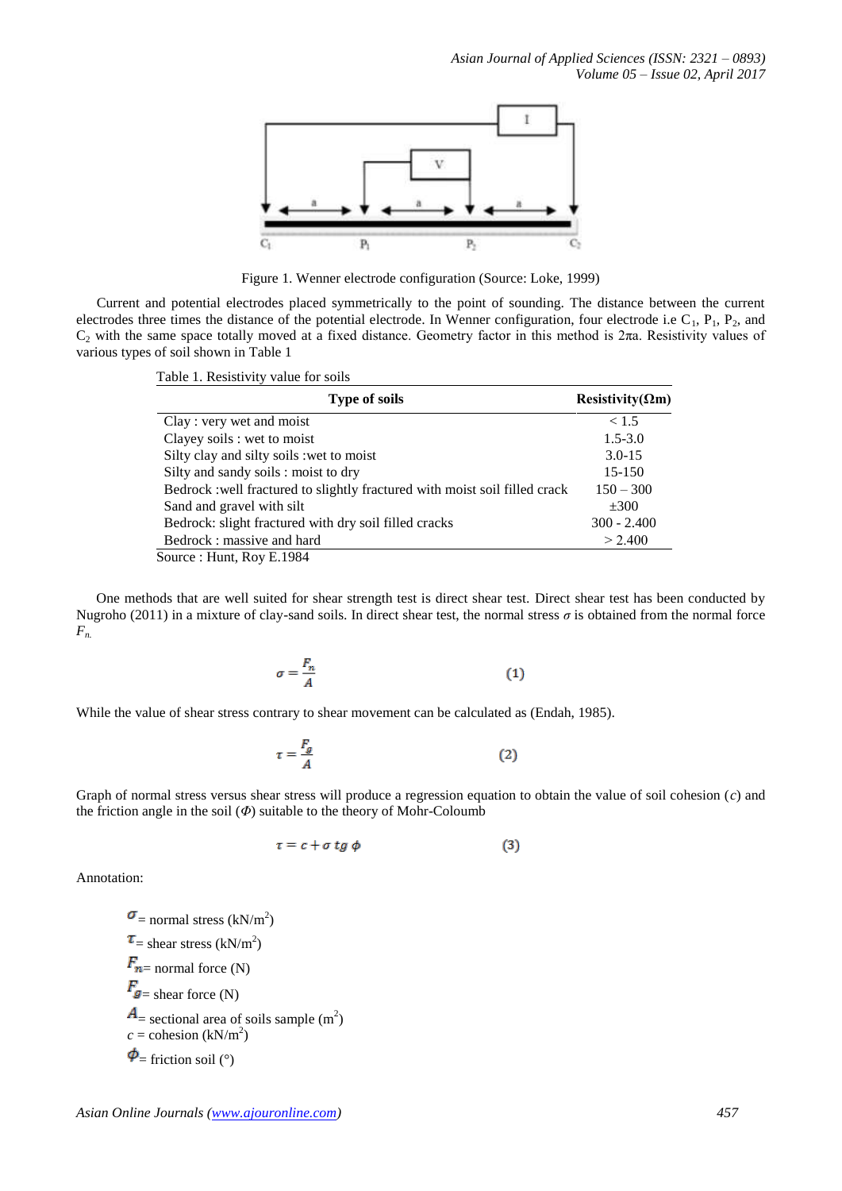Figure 1. Wenner electrode configuration (Source: Loke, 1999)

Current and potential electrodes placed symmetrically to the point of sounding. The distance between the current electrodes three times the distance of the potential electrode. In Wenner configuration, four electrode i.e $C_1$, $P_1$, $P_2$, and $C_2$ with the same space totally moved at a fixed distance. Geometry factor in this method is $2\pi a$. Resistivity values of various types of soil shown in Table 1

Table 1. Resistivity value for soils

| Type of soils | Resistivity(Ωm) |
|---|---|
| Clay : very wet and moist | < 1.5 |
| Clayey soils : wet to moist | 1.5-3.0 |
| Silty clay and silty soils :wet to moist | 3.0-15 |
| Silty and sandy soils : moist to dry | 15-150 |
| Bedrock :well fractured to slightly fractured with moist soil filled crack | 150 – 300 |
| Sand and gravel with silt | ±300 |
| Bedrock: slight fractured with dry soil filled cracks | 300 - 2.400 |
| Bedrock : massive and hard | > 2.400 |

Source : Hunt, Roy E.1984

One methods that are well suited for shear strength test is direct shear test. Direct shear test has been conducted by Nugroho (2011) in a mixture of clay-sand soils. In direct shear test, the normal stress $\sigma$ is obtained from the normal force $F_n$.

$$\sigma = \frac{F_n}{A} \qquad (1)$$

While the value of shear stress contrary to shear movement can be calculated as (Endah, 1985).

$$\tau = \frac{F_g}{A} \qquad (2)$$

Graph of normal stress versus shear stress will produce a regression equation to obtain the value of soil cohesion ($c$) and the friction angle in the soil ($\Phi$) suitable to the theory of Mohr-Coloumb

$$\tau = c + \sigma \, tg \, \phi \qquad (3)$$

Annotation:

$\sigma$ = normal stress ($kN/m^2$)
$\tau$ = shear stress ($kN/m^2$)
$F_n$ = normal force (N)
$F_g$ = shear force (N)
$A$ = sectional area of soils sample ($m^2$)
$c$ = cohesion ($kN/m^2$)
$\Phi$ = friction soil (°)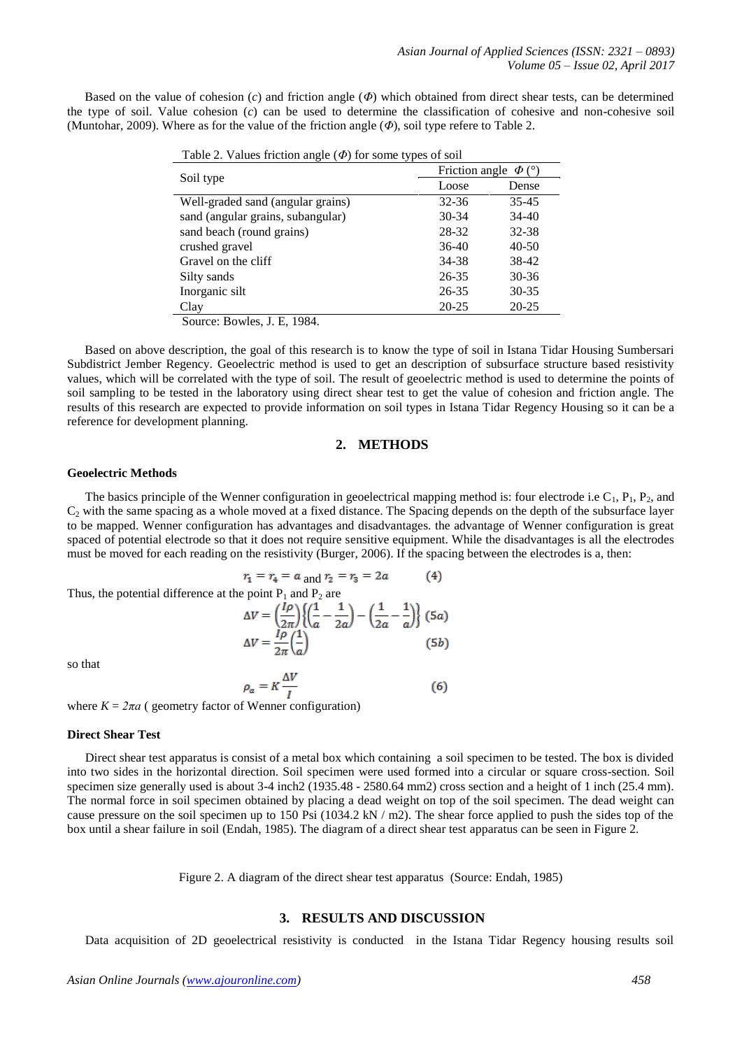Based on the value of cohesion (*c*) and friction angle (*Φ*) which obtained from direct shear tests, can be determined the type of soil. Value cohesion (*c*) can be used to determine the classification of cohesive and non-cohesive soil (Muntohar, 2009). Where as for the value of the friction angle (*Φ*), soil type refere to Table 2.

Table 2. Values friction angle (*Φ*) for some types of soil

| Soil type | Friction angle $\Phi$ (°) | |
|---|---|---|
| | Loose | Dense |
| Well-graded sand (angular grains) | 32-36 | 35-45 |
| sand (angular grains, subangular) | 30-34 | 34-40 |
| sand beach (round grains) | 28-32 | 32-38 |
| crushed gravel | 36-40 | 40-50 |
| Gravel on the cliff | 34-38 | 38-42 |
| Silty sands | 26-35 | 30-36 |
| Inorganic silt | 26-35 | 30-35 |
| Clay | 20-25 | 20-25 |

Source: Bowles, J. E, 1984.

Based on above description, the goal of this research is to know the type of soil in Istana Tidar Housing Sumbersari Subdistrict Jember Regency. Geoelectric method is used to get an description of subsurface structure based resistivity values, which will be correlated with the type of soil. The result of geoelectric method is used to determine the points of soil sampling to be tested in the laboratory using direct shear test to get the value of cohesion and friction angle. The results of this research are expected to provide information on soil types in Istana Tidar Regency Housing so it can be a reference for development planning.

## 2. METHODS

### Geoelectric Methods

The basics principle of the Wenner configuration in geoelectrical mapping method is: four electrode i.e $C_1$, $P_1$, $P_2$, and $C_2$ with the same spacing as a whole moved at a fixed distance. The Spacing depends on the depth of the subsurface layer to be mapped. Wenner configuration has advantages and disadvantages. the advantage of Wenner configuration is great spaced of potential electrode so that it does not require sensitive equipment. While the disadvantages is all the electrodes must be moved for each reading on the resistivity (Burger, 2006). If the spacing between the electrodes is a, then:

$$r_1 = r_4 = a \text{ and } r_2 = r_3 = 2a \quad (4)$$

Thus, the potential difference at the point $P_1$ and $P_2$ are

$$\Delta V = \left(\frac{I\rho}{2\pi}\right)\left\{\left(\frac{1}{a}-\frac{1}{2a}\right)-\left(\frac{1}{2a}-\frac{1}{a}\right)\right\} \quad (5a)$$

$$\Delta V = \frac{I\rho}{2\pi}\left(\frac{1}{a}\right) \quad (5b)$$

so that

$$\rho_a = K\frac{\Delta V}{I} \quad (6)$$

where $K = 2\pi a$ ( geometry factor of Wenner configuration)

### Direct Shear Test

Direct shear test apparatus is consist of a metal box which containing a soil specimen to be tested. The box is divided into two sides in the horizontal direction. Soil specimen were used formed into a circular or square cross-section. Soil specimen size generally used is about 3-4 inch2 (1935.48 - 2580.64 mm2) cross section and a height of 1 inch (25.4 mm). The normal force in soil specimen obtained by placing a dead weight on top of the soil specimen. The dead weight can cause pressure on the soil specimen up to 150 Psi (1034.2 kN / m2). The shear force applied to push the sides top of the box until a shear failure in soil (Endah, 1985). The diagram of a direct shear test apparatus can be seen in Figure 2.

Figure 2. A diagram of the direct shear test apparatus (Source: Endah, 1985)

## 3. RESULTS AND DISCUSSION

Data acquisition of 2D geoelectrical resistivity is conducted in the Istana Tidar Regency housing results soil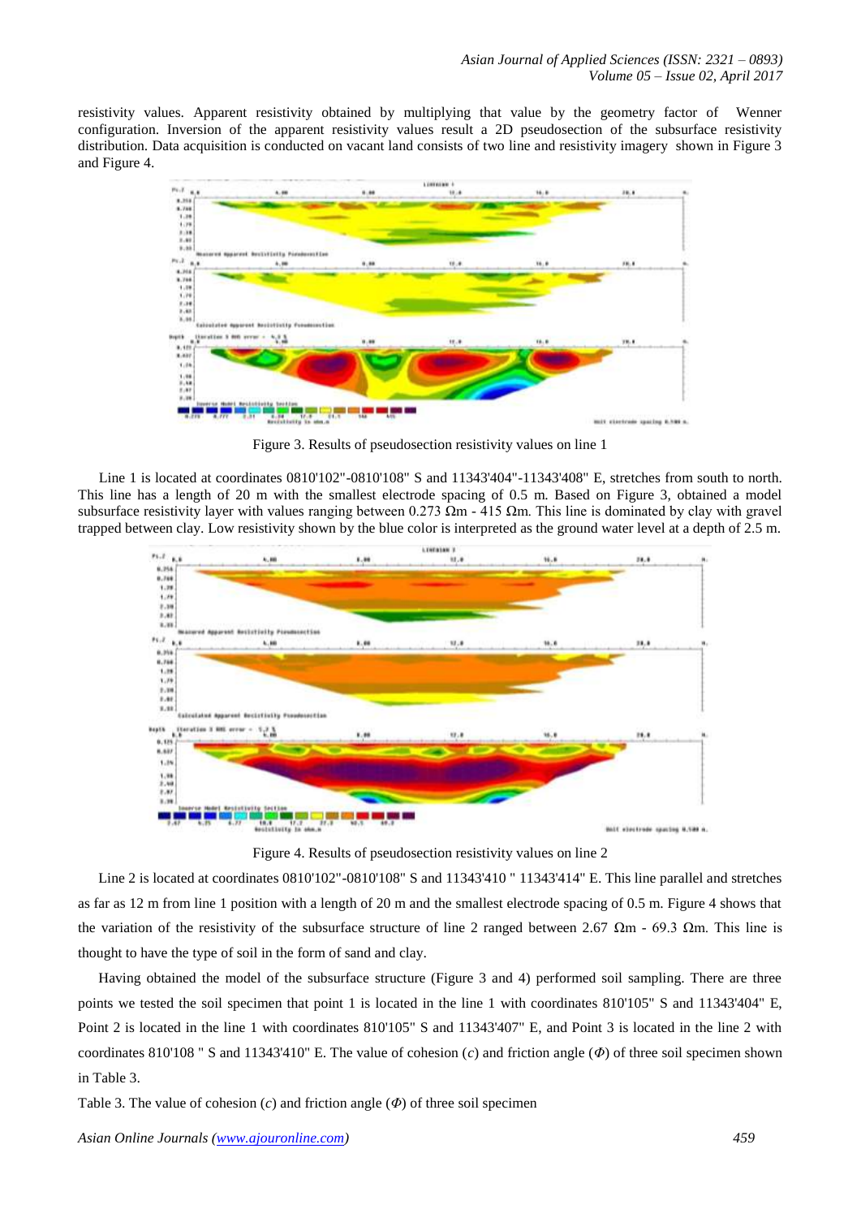resistivity values. Apparent resistivity obtained by multiplying that value by the geometry factor of Wenner configuration. Inversion of the apparent resistivity values result a 2D pseudosection of the subsurface resistivity distribution. Data acquisition is conducted on vacant land consists of two line and resistivity imagery shown in Figure 3 and Figure 4.

Figure 3. Results of pseudosection resistivity values on line 1

Line 1 is located at coordinates 0810'102"-0810'108" S and 11343'404"-11343'408" E, stretches from south to north. This line has a length of 20 m with the smallest electrode spacing of 0.5 m. Based on Figure 3, obtained a model subsurface resistivity layer with values ranging between 0.273 Ωm - 415 Ωm. This line is dominated by clay with gravel trapped between clay. Low resistivity shown by the blue color is interpreted as the ground water level at a depth of 2.5 m.

Figure 4. Results of pseudosection resistivity values on line 2

Line 2 is located at coordinates 0810'102"-0810'108" S and 11343'410 " 11343'414" E. This line parallel and stretches as far as 12 m from line 1 position with a length of 20 m and the smallest electrode spacing of 0.5 m. Figure 4 shows that the variation of the resistivity of the subsurface structure of line 2 ranged between 2.67 Ωm - 69.3 Ωm. This line is thought to have the type of soil in the form of sand and clay.

Having obtained the model of the subsurface structure (Figure 3 and 4) performed soil sampling. There are three points we tested the soil specimen that point 1 is located in the line 1 with coordinates 810'105" S and 11343'404" E, Point 2 is located in the line 1 with coordinates 810'105" S and 11343'407" E, and Point 3 is located in the line 2 with coordinates 810'108 " S and 11343'410" E. The value of cohesion (*c*) and friction angle (*Φ*) of three soil specimen shown in Table 3.

Table 3. The value of cohesion (*c*) and friction angle (*Φ*) of three soil specimen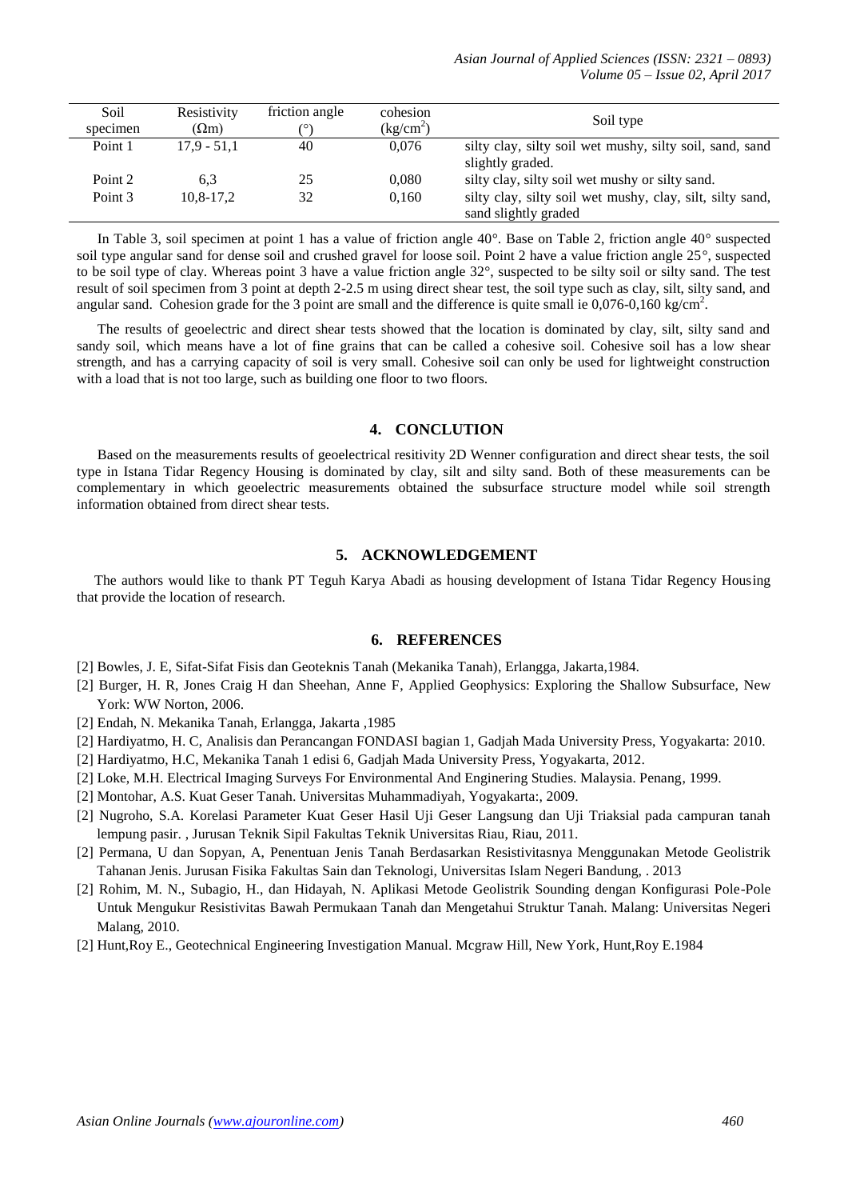| Soil specimen | Resistivity (Ωm) | friction angle (°) | cohesion (kg/cm$^2$) | Soil type |
|---|---|---|---|---|
| Point 1 | 17,9 - 51,1 | 40 | 0,076 | silty clay, silty soil wet mushy, silty soil, sand, sand slightly graded. |
| Point 2 | 6,3 | 25 | 0,080 | silty clay, silty soil wet mushy or silty sand. |
| Point 3 | 10,8-17,2 | 32 | 0,160 | silty clay, silty soil wet mushy, clay, silt, silty sand, sand slightly graded |

In Table 3, soil specimen at point 1 has a value of friction angle 40°. Base on Table 2, friction angle 40° suspected soil type angular sand for dense soil and crushed gravel for loose soil. Point 2 have a value friction angle 25°, suspected to be soil type of clay. Whereas point 3 have a value friction angle 32°, suspected to be silty soil or silty sand. The test result of soil specimen from 3 point at depth 2-2.5 m using direct shear test, the soil type such as clay, silt, silty sand, and angular sand. Cohesion grade for the 3 point are small and the difference is quite small ie 0,076-0,160 kg/cm$^2$.

The results of geoelectric and direct shear tests showed that the location is dominated by clay, silt, silty sand and sandy soil, which means have a lot of fine grains that can be called a cohesive soil. Cohesive soil has a low shear strength, and has a carrying capacity of soil is very small. Cohesive soil can only be used for lightweight construction with a load that is not too large, such as building one floor to two floors.

## 4. CONCLUTION

Based on the measurements results of geoelectrical resitivity 2D Wenner configuration and direct shear tests, the soil type in Istana Tidar Regency Housing is dominated by clay, silt and silty sand. Both of these measurements can be complementary in which geoelectric measurements obtained the subsurface structure model while soil strength information obtained from direct shear tests.

## 5. ACKNOWLEDGEMENT

The authors would like to thank PT Teguh Karya Abadi as housing development of Istana Tidar Regency Housing that provide the location of research.

## 6. REFERENCES

[2] Bowles, J. E, Sifat-Sifat Fisis dan Geoteknis Tanah (Mekanika Tanah), Erlangga, Jakarta,1984.

[2] Burger, H. R, Jones Craig H dan Sheehan, Anne F, Applied Geophysics: Exploring the Shallow Subsurface, New York: WW Norton, 2006.

[2] Endah, N. Mekanika Tanah, Erlangga, Jakarta ,1985

[2] Hardiyatmo, H. C, Analisis dan Perancangan FONDASI bagian 1, Gadjah Mada University Press, Yogyakarta: 2010.

[2] Hardiyatmo, H.C, Mekanika Tanah 1 edisi 6, Gadjah Mada University Press, Yogyakarta, 2012.

[2] Loke, M.H. Electrical Imaging Surveys For Environmental And Enginering Studies. Malaysia. Penang, 1999.

[2] Montohar, A.S. Kuat Geser Tanah. Universitas Muhammadiyah, Yogyakarta:, 2009.

[2] Nugroho, S.A. Korelasi Parameter Kuat Geser Hasil Uji Geser Langsung dan Uji Triaksial pada campuran tanah lempung pasir. , Jurusan Teknik Sipil Fakultas Teknik Universitas Riau, Riau, 2011.

[2] Permana, U dan Sopyan, A, Penentuan Jenis Tanah Berdasarkan Resistivitasnya Menggunakan Metode Geolistrik Tahanan Jenis. Jurusan Fisika Fakultas Sain dan Teknologi, Universitas Islam Negeri Bandung, . 2013

[2] Rohim, M. N., Subagio, H., dan Hidayah, N. Aplikasi Metode Geolistrik Sounding dengan Konfigurasi Pole-Pole Untuk Mengukur Resistivitas Bawah Permukaan Tanah dan Mengetahui Struktur Tanah. Malang: Universitas Negeri Malang, 2010.

[2] Hunt,Roy E., Geotechnical Engineering Investigation Manual. Mcgraw Hill, New York, Hunt,Roy E.1984